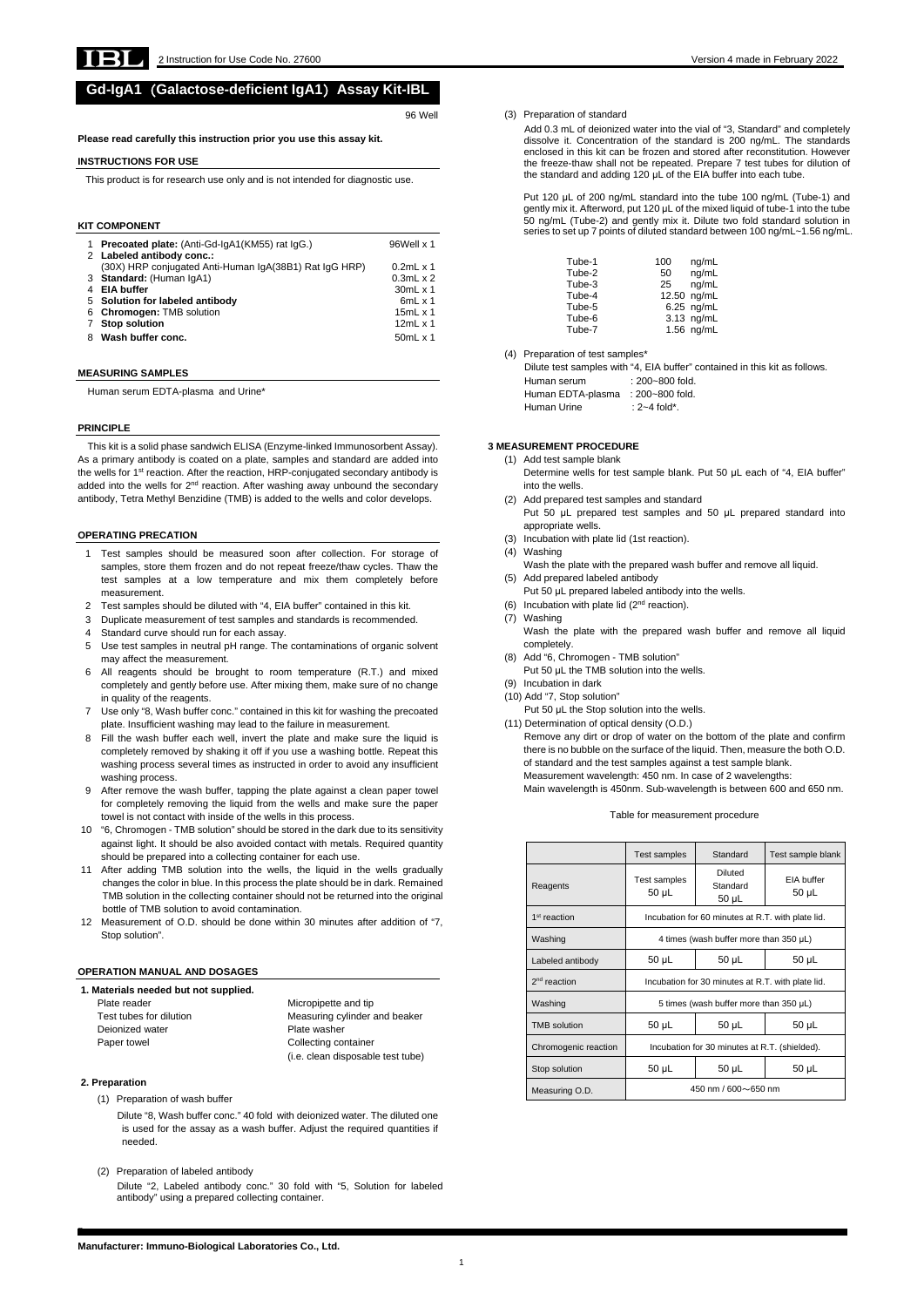# Gd-IgA1 (Galactose-deficient IgA1) Assay Kit-IBL

96 Well

**Please read carefully this instruction prior you use this assay kit.**

## INSTRUCTIONS FOR USE

This product is for research use only and is not intended for diagnostic use.

## KIT COMPONENT

| | Component | Quantity |
|---|---|---|
| 1 | **Precoated plate:** (Anti-Gd-IgA1(KM55) rat IgG.) | 96Well x 1 |
| 2 | **Labeled antibody conc.:** (30X) HRP conjugated Anti-Human IgA(38B1) Rat IgG HRP) | 0.2mL x 1 |
| 3 | **Standard:** (Human IgA1) | 0.3mL x 2 |
| 4 | **EIA buffer** | 30mL x 1 |
| 5 | **Solution for labeled antibody** | 6mL x 1 |
| 6 | **Chromogen:** TMB solution | 15mL x 1 |
| 7 | **Stop solution** | 12mL x 1 |
| 8 | **Wash buffer conc.** | 50mL x 1 |

## MEASURING SAMPLES

Human serum EDTA-plasma and Urine*

## PRINCIPLE

This kit is a solid phase sandwich ELISA (Enzyme-linked Immunosorbent Assay). As a primary antibody is coated on a plate, samples and standard are added into the wells for 1st reaction. After the reaction, HRP-conjugated secondary antibody is added into the wells for 2nd reaction. After washing away unbound the secondary antibody, Tetra Methyl Benzidine (TMB) is added to the wells and color develops.

## OPERATING PRECATION

1. Test samples should be measured soon after collection. For storage of samples, store them frozen and do not repeat freeze/thaw cycles. Thaw the test samples at a low temperature and mix them completely before measurement.
2. Test samples should be diluted with "4, EIA buffer" contained in this kit.
3. Duplicate measurement of test samples and standards is recommended.
4. Standard curve should run for each assay.
5. Use test samples in neutral pH range. The contaminations of organic solvent may affect the measurement.
6. All reagents should be brought to room temperature (R.T.) and mixed completely and gently before use. After mixing them, make sure of no change in quality of the reagents.
7. Use only "8, Wash buffer conc." contained in this kit for washing the precoated plate. Insufficient washing may lead to the failure in measurement.
8. Fill the wash buffer each well, invert the plate and make sure the liquid is completely removed by shaking it off if you use a washing bottle. Repeat this washing process several times as instructed in order to avoid any insufficient washing process.
9. After remove the wash buffer, tapping the plate against a clean paper towel for completely removing the liquid from the wells and make sure the paper towel is not contact with inside of the wells in this process.
10. "6, Chromogen - TMB solution" should be stored in the dark due to its sensitivity against light. It should be also avoided contact with metals. Required quantity should be prepared into a collecting container for each use.
11. After adding TMB solution into the wells, the liquid in the wells gradually changes the color in blue. In this process the plate should be in dark. Remained TMB solution in the collecting container should not be returned into the original bottle of TMB solution to avoid contamination.
12. Measurement of O.D. should be done within 30 minutes after addition of "7, Stop solution".

## OPERATION MANUAL AND DOSAGES

### 1. Materials needed but not supplied.

- Plate reader
- Test tubes for dilution
- Deionized water
- Paper towel
- Micropipette and tip
- Measuring cylinder and beaker
- Plate washer
- Collecting container (i.e. clean disposable test tube)

### 2. Preparation

(1) Preparation of wash buffer

Dilute "8, Wash buffer conc." 40 fold with deionized water. The diluted one is used for the assay as a wash buffer. Adjust the required quantities if needed.

(2) Preparation of labeled antibody

Dilute "2, Labeled antibody conc." 30 fold with "5, Solution for labeled antibody" using a prepared collecting container.

(3) Preparation of standard

Add 0.3 mL of deionized water into the vial of "3, Standard" and completely dissolve it. Concentration of the standard is 200 ng/mL. The standards enclosed in this kit can be frozen and stored after reconstitution. However the freeze-thaw shall not be repeated. Prepare 7 test tubes for dilution of the standard and adding 120 μL of the EIA buffer into each tube.

Put 120 μL of 200 ng/mL standard into the tube 100 ng/mL (Tube-1) and gently mix it. Afterword, put 120 μL of the mixed liquid of tube-1 into the tube 50 ng/mL (Tube-2) and gently mix it. Dilute two fold standard solution in series to set up 7 points of diluted standard between 100 ng/mL~1.56 ng/mL.

| Tube | Concentration |
|---|---|
| Tube-1 | 100 ng/mL |
| Tube-2 | 50 ng/mL |
| Tube-3 | 25 ng/mL |
| Tube-4 | 12.50 ng/mL |
| Tube-5 | 6.25 ng/mL |
| Tube-6 | 3.13 ng/mL |
| Tube-7 | 1.56 ng/mL |

(4) Preparation of test samples*

Dilute test samples with "4, EIA buffer" contained in this kit as follows.

- Human serum : 200~800 fold.
- Human EDTA-plasma : 200~800 fold.
- Human Urine : 2~4 fold*.

### 3 MEASUREMENT PROCEDURE

(1) Add test sample blank
Determine wells for test sample blank. Put 50 μL each of "4, EIA buffer" into the wells.

(2) Add prepared test samples and standard
Put 50 μL prepared test samples and 50 μL prepared standard into appropriate wells.

(3) Incubation with plate lid (1st reaction).

(4) Washing
Wash the plate with the prepared wash buffer and remove all liquid.

(5) Add prepared labeled antibody
Put 50 μL prepared labeled antibody into the wells.

(6) Incubation with plate lid (2nd reaction).

(7) Washing
Wash the plate with the prepared wash buffer and remove all liquid completely.

(8) Add "6, Chromogen - TMB solution"
Put 50 μL the TMB solution into the wells.

(9) Incubation in dark

(10) Add "7, Stop solution"
Put 50 μL the Stop solution into the wells.

(11) Determination of optical density (O.D.)
Remove any dirt or drop of water on the bottom of the plate and confirm there is no bubble on the surface of the liquid. Then, measure the both O.D. of standard and the test samples against a test sample blank.
Measurement wavelength: 450 nm. In case of 2 wavelengths:
Main wavelength is 450nm. Sub-wavelength is between 600 and 650 nm.

Table for measurement procedure

| | Test samples | Standard | Test sample blank |
|---|---|---|---|
| Reagents | Test samples 50 μL | Diluted Standard 50 μL | EIA buffer 50 μL |
| 1st reaction | Incubation for 60 minutes at R.T. with plate lid. | | |
| Washing | 4 times (wash buffer more than 350 μL) | | |
| Labeled antibody | 50 μL | 50 μL | 50 μL |
| 2nd reaction | Incubation for 30 minutes at R.T. with plate lid. | | |
| Washing | 5 times (wash buffer more than 350 μL) | | |
| TMB solution | 50 μL | 50 μL | 50 μL |
| Chromogenic reaction | Incubation for 30 minutes at R.T. (shielded). | | |
| Stop solution | 50 μL | 50 μL | 50 μL |
| Measuring O.D. | 450 nm / 600～650 nm | | |

**Manufacturer: Immuno-Biological Laboratories Co., Ltd.**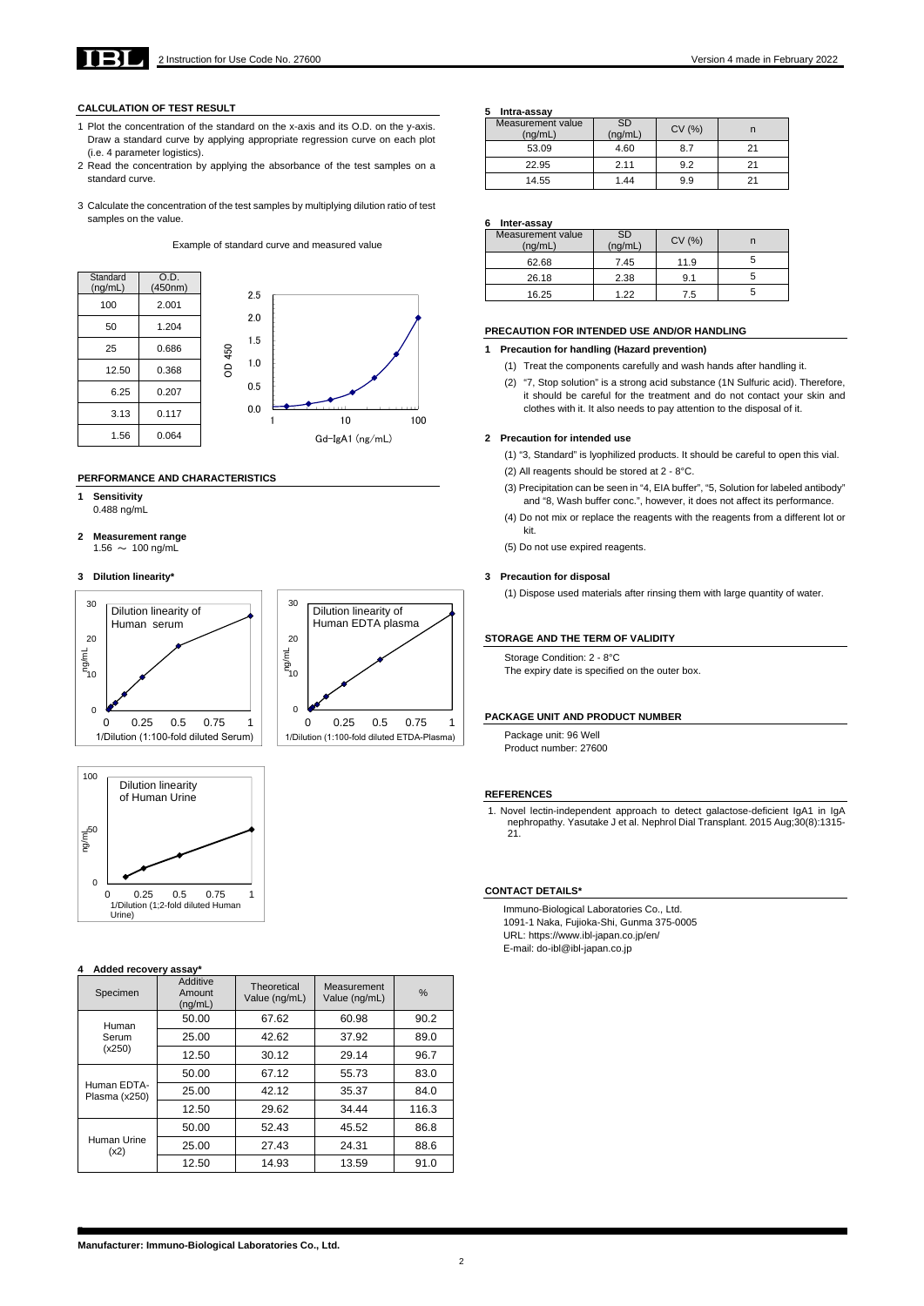## CALCULATION OF TEST RESULT

1 Plot the concentration of the standard on the x-axis and its O.D. on the y-axis. Draw a standard curve by applying appropriate regression curve on each plot (i.e. 4 parameter logistics).

2 Read the concentration by applying the absorbance of the test samples on a standard curve.

3 Calculate the concentration of the test samples by multiplying dilution ratio of test samples on the value.

Example of standard curve and measured value

| Standard (ng/mL) | O.D. (450nm) |
|---|---|
| 100 | 2.001 |
| 50 | 1.204 |
| 25 | 0.686 |
| 12.50 | 0.368 |
| 6.25 | 0.207 |
| 3.13 | 0.117 |
| 1.56 | 0.064 |

OD 450
2.5
2.0
1.5
1.0
0.5
0.0
1
10
100
Gd-IgA1 (ng/mL)

## PERFORMANCE AND CHARACTERISTICS

**1 Sensitivity**

0.488 ng/mL

**2 Measurement range**

1.56 ～ 100 ng/mL

**3 Dilution linearity***

Dilution linearity of Human serum
ng/mL
30
20
10
0
0
0.25
0.5
0.75
1
1/Dilution (1:100-fold diluted Serum)

Dilution linearity of Human EDTA plasma
ng/mL
30
20
10
0
0
0.25
0.5
0.75
1
1/Dilution (1:100-fold diluted ETDA-Plasma)

Dilution linearity of Human Urine
ng/mL
100
50
0
0
0.25
0.5
0.75
1
1/Dilution (1;2-fold diluted Human Urine)

**4 Added recovery assay***

| Specimen | Additive Amount (ng/mL) | Theoretical Value (ng/mL) | Measurement Value (ng/mL) | % |
|---|---|---|---|---|
| Human Serum (x250) | 50.00 | 67.62 | 60.98 | 90.2 |
| | 25.00 | 42.62 | 37.92 | 89.0 |
| | 12.50 | 30.12 | 29.14 | 96.7 |
| Human EDTA-Plasma (x250) | 50.00 | 67.12 | 55.73 | 83.0 |
| | 25.00 | 42.12 | 35.37 | 84.0 |
| | 12.50 | 29.62 | 34.44 | 116.3 |
| Human Urine (x2) | 50.00 | 52.43 | 45.52 | 86.8 |
| | 25.00 | 27.43 | 24.31 | 88.6 |
| | 12.50 | 14.93 | 13.59 | 91.0 |

**5 Intra-assay**

| Measurement value (ng/mL) | SD (ng/mL) | CV (%) | n |
|---|---|---|---|
| 53.09 | 4.60 | 8.7 | 21 |
| 22.95 | 2.11 | 9.2 | 21 |
| 14.55 | 1.44 | 9.9 | 21 |

**6 Inter-assay**

| Measurement value (ng/mL) | SD (ng/mL) | CV (%) | n |
|---|---|---|---|
| 62.68 | 7.45 | 11.9 | 5 |
| 26.18 | 2.38 | 9.1 | 5 |
| 16.25 | 1.22 | 7.5 | 5 |

## PRECAUTION FOR INTENDED USE AND/OR HANDLING

**1 Precaution for handling (Hazard prevention)**

(1) Treat the components carefully and wash hands after handling it.

(2) "7, Stop solution" is a strong acid substance (1N Sulfuric acid). Therefore, it should be careful for the treatment and do not contact your skin and clothes with it. It also needs to pay attention to the disposal of it.

**2 Precaution for intended use**

(1) "3, Standard" is lyophilized products. It should be careful to open this vial.

(2) All reagents should be stored at 2 - 8°C.

(3) Precipitation can be seen in "4, EIA buffer", "5, Solution for labeled antibody" and "8, Wash buffer conc.", however, it does not affect its performance.

(4) Do not mix or replace the reagents with the reagents from a different lot or kit.

(5) Do not use expired reagents.

**3 Precaution for disposal**

(1) Dispose used materials after rinsing them with large quantity of water.

## STORAGE AND THE TERM OF VALIDITY

Storage Condition: 2 - 8°C

The expiry date is specified on the outer box.

## PACKAGE UNIT AND PRODUCT NUMBER

Package unit: 96 Well

Product number: 27600

## REFERENCES

1. Novel lectin-independent approach to detect galactose-deficient IgA1 in IgA nephropathy. Yasutake J et al. Nephrol Dial Transplant. 2015 Aug;30(8):1315-21.

## CONTACT DETAILS*

Immuno-Biological Laboratories Co., Ltd.

1091-1 Naka, Fujioka-Shi, Gunma 375-0005

URL: https://www.ibl-japan.co.jp/en/

E-mail: do-ibl@ibl-japan.co.jp